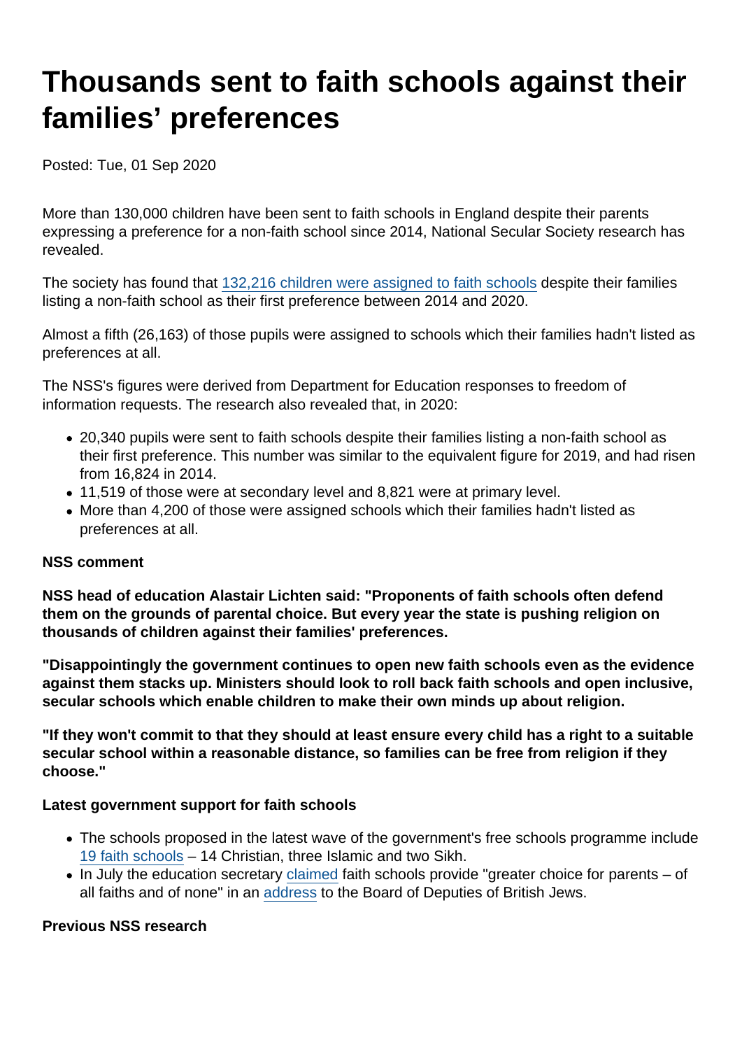# Thousands sent to faith schools against their families' preferences

Posted: Tue, 01 Sep 2020

More than 130,000 children have been sent to faith schools in England despite their parents expressing a preference for a non-faith school since 2014, National Secular Society research has revealed.

The society has found that 132,216 children were assigned to faith schools despite their families listing a non-faith school as their first preference between 2014 and 2020.

Almost a fifth (26,163) of those pupils were assigned to schools which their families hadn't listed as preferences at all.

The NSS's figures were derived from Department for Education responses to freedom of information requests. The research also revealed that, in 2020:

- 20,340 pupils were sent to faith schools despite their families listing a non-faith school as their first preference. This number was similar to the equivalent figure for 2019, and had risen from 16,824 in 2014.
- 11,519 of those were at secondary level and 8,821 were at primary level.
- More than 4,200 of those were assigned schools which their families hadn't listed as preferences at all.

**NSS comment**

**NSS head of education Alastair Lichten said: "Proponents of faith schools often defend them on the grounds of parental choice. But every year the state is pushing religion on thousands of children against their families' preferences.**

**"Disappointingly the government continues to open new faith schools even as the evidence against them stacks up. Ministers should look to roll back faith schools and open inclusive, secular schools which enable children to make their own minds up about religion.**

**"If they won't commit to that they should at least ensure every child has a right to a suitable secular school within a reasonable distance, so families can be free from religion if they choose."**

**Latest government support for faith schools**

- The schools proposed in the latest wave of the government's free schools programme include 19 faith schools – 14 Christian, three Islamic and two Sikh.
- In July the education secretary claimed faith schools provide "greater choice for parents – of all faiths and of none" in an address to the Board of Deputies of British Jews.

**Previous NSS research**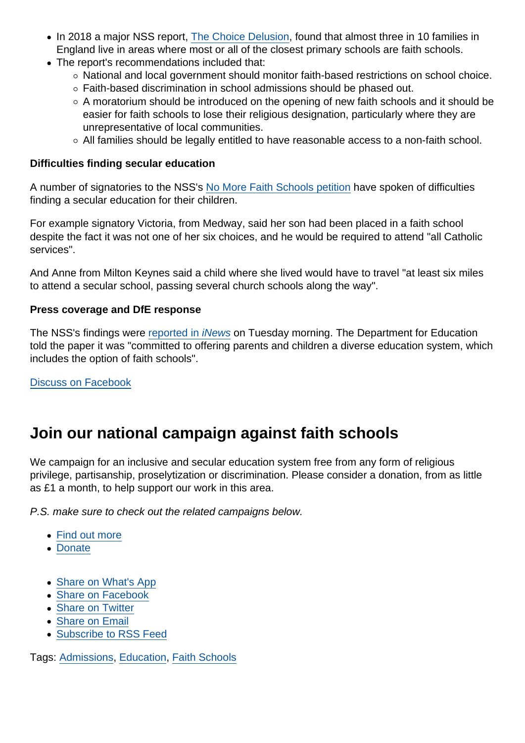- In 2018 a major NSS report, The Choice Delusion, found that almost three in 10 families in England live in areas where most or all of the closest primary schools are faith schools.
- The report's recommendations included that:
    - National and local government should monitor faith-based restrictions on school choice.
    - Faith-based discrimination in school admissions should be phased out.
    - A moratorium should be introduced on the opening of new faith schools and it should be easier for faith schools to lose their religious designation, particularly where they are unrepresentative of local communities.
    - All families should be legally entitled to have reasonable access to a non-faith school.

**Difficulties finding secular education**

A number of signatories to the NSS's No More Faith Schools petition have spoken of difficulties finding a secular education for their children.

For example signatory Victoria, from Medway, said her son had been placed in a faith school despite the fact it was not one of her six choices, and he would be required to attend "all Catholic services".

And Anne from Milton Keynes said a child where she lived would have to travel "at least six miles to attend a secular school, passing several church schools along the way".

**Press coverage and DfE response**

The NSS's findings were reported in *iNews* on Tuesday morning. The Department for Education told the paper it was "committed to offering parents and children a diverse education system, which includes the option of faith schools".

Discuss on Facebook

## Join our national campaign against faith schools

We campaign for an inclusive and secular education system free from any form of religious privilege, partisanship, proselytization or discrimination. Please consider a donation, from as little as £1 a month, to help support our work in this area.

*P.S. make sure to check out the related campaigns below.*

- Find out more
- Donate

- Share on What's App
- Share on Facebook
- Share on Twitter
- Share on Email
- Subscribe to RSS Feed

Tags: Admissions, Education, Faith Schools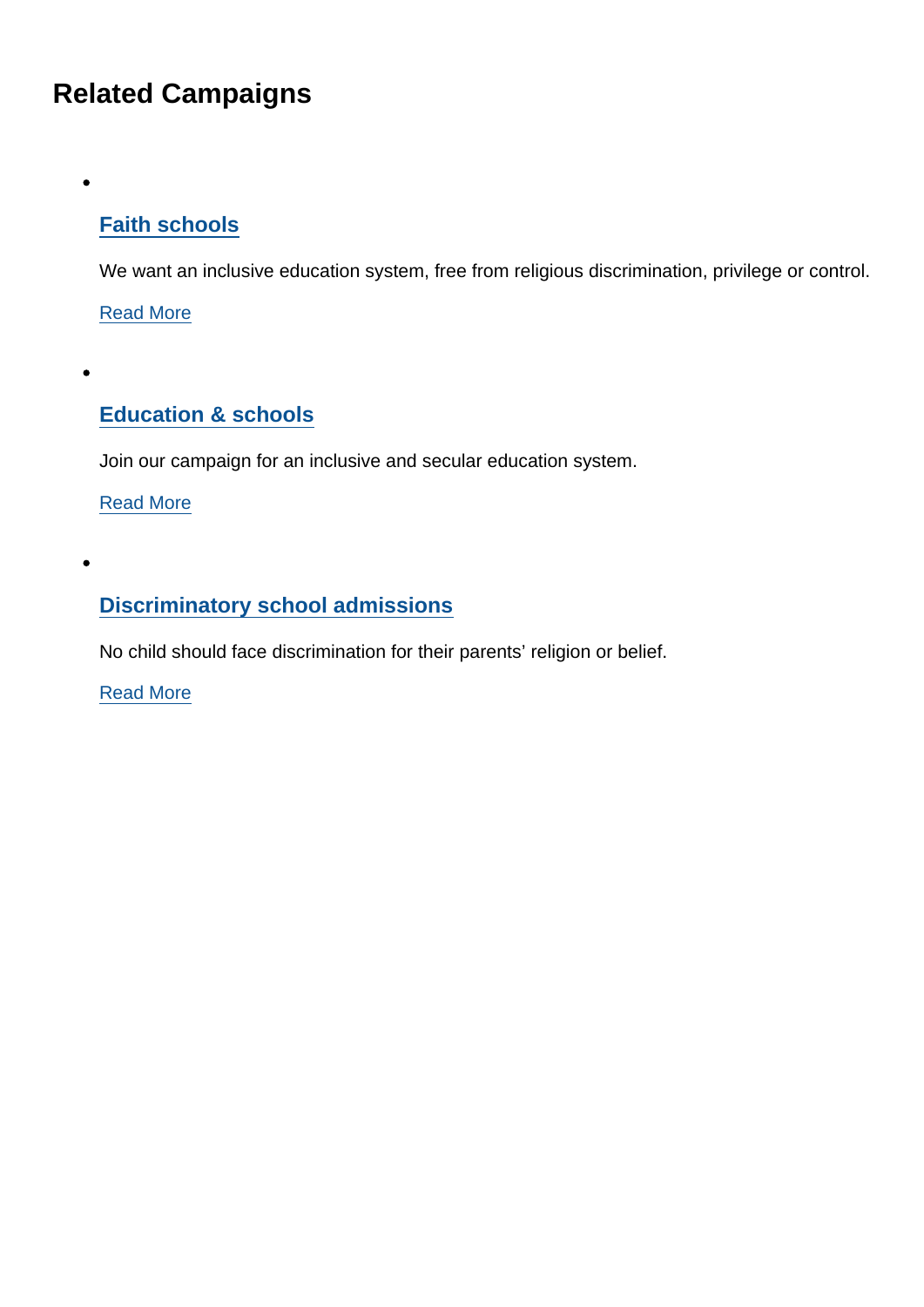## Related Campaigns

- ### Faith schools

  We want an inclusive education system, free from religious discrimination, privilege or control.

  Read More

- ### Education & schools

  Join our campaign for an inclusive and secular education system.

  Read More

- ### Discriminatory school admissions

  No child should face discrimination for their parents' religion or belief.

  Read More